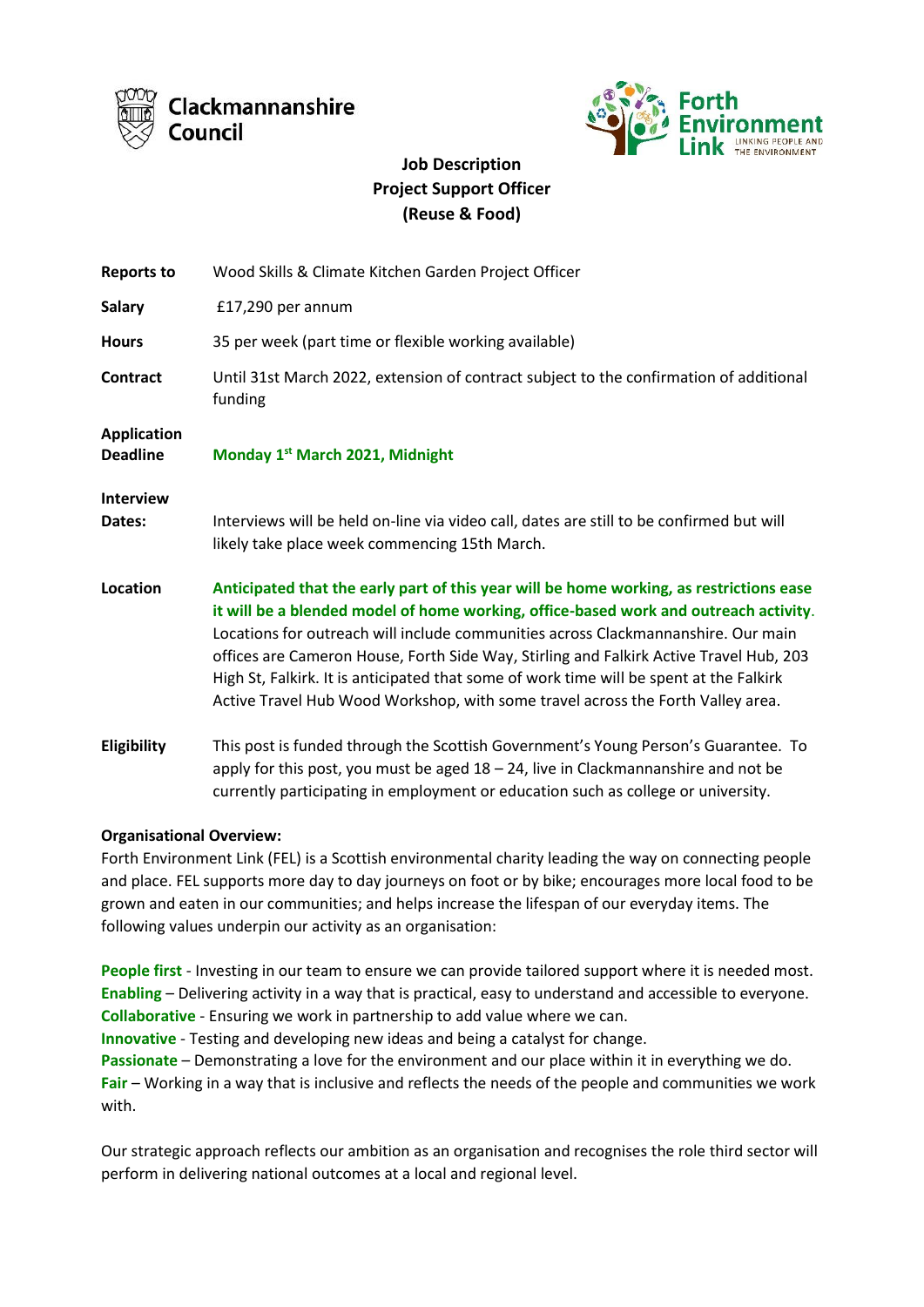Clackmannanshire Council

Forth Environment Link — LINKING PEOPLE AND THE ENVIRONMENT

# Job Description
## Project Support Officer
## (Reuse & Food)

| | |
|---|---|
| **Reports to** | Wood Skills & Climate Kitchen Garden Project Officer |
| **Salary** | £17,290 per annum |
| **Hours** | 35 per week (part time or flexible working available) |
| **Contract** | Until 31st March 2022, extension of contract subject to the confirmation of additional funding |
| **Application Deadline** | **Monday 1st March 2021, Midnight** |
| **Interview Dates:** | Interviews will be held on-line via video call, dates are still to be confirmed but will likely take place week commencing 15th March. |
| **Location** | **Anticipated that the early part of this year will be home working, as restrictions ease it will be a blended model of home working, office-based work and outreach activity**. Locations for outreach will include communities across Clackmannanshire. Our main offices are Cameron House, Forth Side Way, Stirling and Falkirk Active Travel Hub, 203 High St, Falkirk. It is anticipated that some of work time will be spent at the Falkirk Active Travel Hub Wood Workshop, with some travel across the Forth Valley area. |
| **Eligibility** | This post is funded through the Scottish Government's Young Person's Guarantee. To apply for this post, you must be aged 18 – 24, live in Clackmannanshire and not be currently participating in employment or education such as college or university. |

**Organisational Overview:**
Forth Environment Link (FEL) is a Scottish environmental charity leading the way on connecting people and place. FEL supports more day to day journeys on foot or by bike; encourages more local food to be grown and eaten in our communities; and helps increase the lifespan of our everyday items. The following values underpin our activity as an organisation:

**People first** - Investing in our team to ensure we can provide tailored support where it is needed most.
**Enabling** – Delivering activity in a way that is practical, easy to understand and accessible to everyone.
**Collaborative** - Ensuring we work in partnership to add value where we can.
**Innovative** - Testing and developing new ideas and being a catalyst for change.
**Passionate** – Demonstrating a love for the environment and our place within it in everything we do.
**Fair** – Working in a way that is inclusive and reflects the needs of the people and communities we work with.

Our strategic approach reflects our ambition as an organisation and recognises the role third sector will perform in delivering national outcomes at a local and regional level.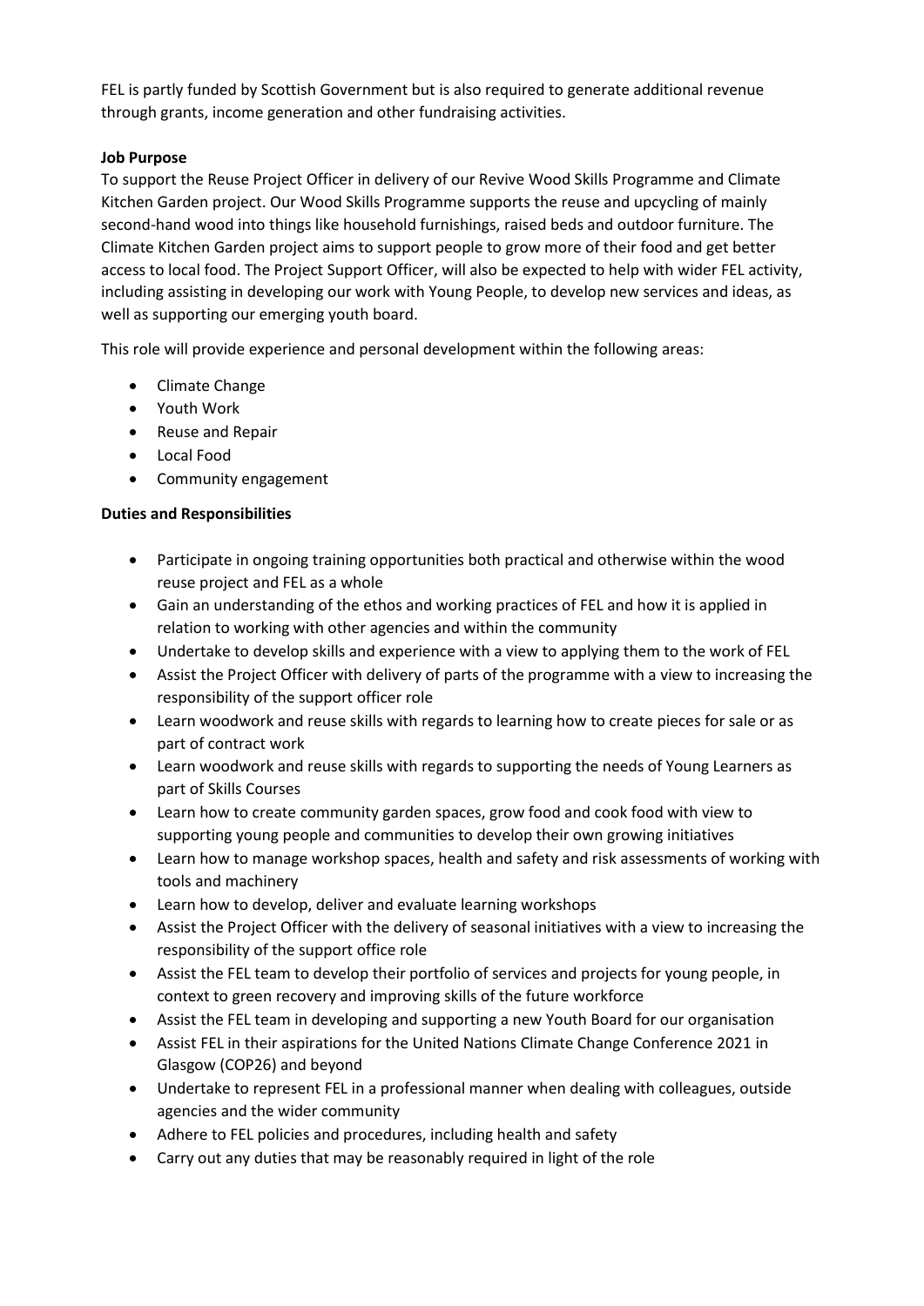FEL is partly funded by Scottish Government but is also required to generate additional revenue through grants, income generation and other fundraising activities.

**Job Purpose**

To support the Reuse Project Officer in delivery of our Revive Wood Skills Programme and Climate Kitchen Garden project. Our Wood Skills Programme supports the reuse and upcycling of mainly second-hand wood into things like household furnishings, raised beds and outdoor furniture. The Climate Kitchen Garden project aims to support people to grow more of their food and get better access to local food. The Project Support Officer, will also be expected to help with wider FEL activity, including assisting in developing our work with Young People, to develop new services and ideas, as well as supporting our emerging youth board.

This role will provide experience and personal development within the following areas:

- Climate Change
- Youth Work
- Reuse and Repair
- Local Food
- Community engagement

**Duties and Responsibilities**

- Participate in ongoing training opportunities both practical and otherwise within the wood reuse project and FEL as a whole
- Gain an understanding of the ethos and working practices of FEL and how it is applied in relation to working with other agencies and within the community
- Undertake to develop skills and experience with a view to applying them to the work of FEL
- Assist the Project Officer with delivery of parts of the programme with a view to increasing the responsibility of the support officer role
- Learn woodwork and reuse skills with regards to learning how to create pieces for sale or as part of contract work
- Learn woodwork and reuse skills with regards to supporting the needs of Young Learners as part of Skills Courses
- Learn how to create community garden spaces, grow food and cook food with view to supporting young people and communities to develop their own growing initiatives
- Learn how to manage workshop spaces, health and safety and risk assessments of working with tools and machinery
- Learn how to develop, deliver and evaluate learning workshops
- Assist the Project Officer with the delivery of seasonal initiatives with a view to increasing the responsibility of the support office role
- Assist the FEL team to develop their portfolio of services and projects for young people, in context to green recovery and improving skills of the future workforce
- Assist the FEL team in developing and supporting a new Youth Board for our organisation
- Assist FEL in their aspirations for the United Nations Climate Change Conference 2021 in Glasgow (COP26) and beyond
- Undertake to represent FEL in a professional manner when dealing with colleagues, outside agencies and the wider community
- Adhere to FEL policies and procedures, including health and safety
- Carry out any duties that may be reasonably required in light of the role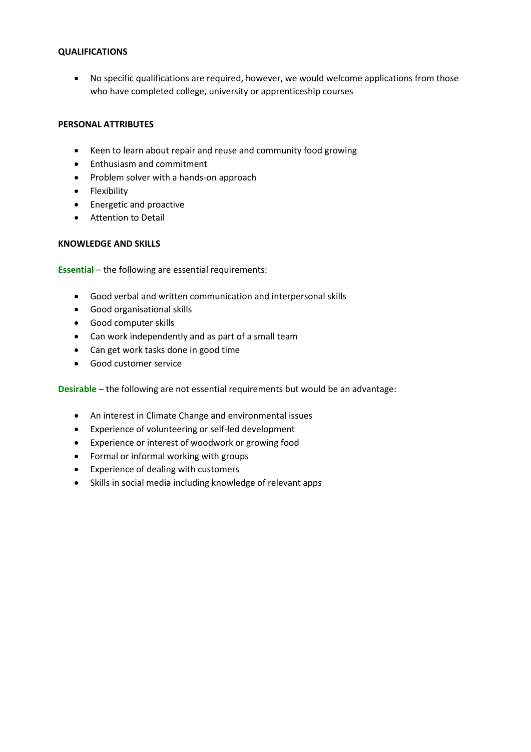## QUALIFICATIONS

- No specific qualifications are required, however, we would welcome applications from those who have completed college, university or apprenticeship courses

## PERSONAL ATTRIBUTES

- Keen to learn about repair and reuse and community food growing
- Enthusiasm and commitment
- Problem solver with a hands-on approach
- Flexibility
- Energetic and proactive
- Attention to Detail

## KNOWLEDGE AND SKILLS

**Essential** – the following are essential requirements:

- Good verbal and written communication and interpersonal skills
- Good organisational skills
- Good computer skills
- Can work independently and as part of a small team
- Can get work tasks done in good time
- Good customer service

**Desirable** – the following are not essential requirements but would be an advantage:

- An interest in Climate Change and environmental issues
- Experience of volunteering or self-led development
- Experience or interest of woodwork or growing food
- Formal or informal working with groups
- Experience of dealing with customers
- Skills in social media including knowledge of relevant apps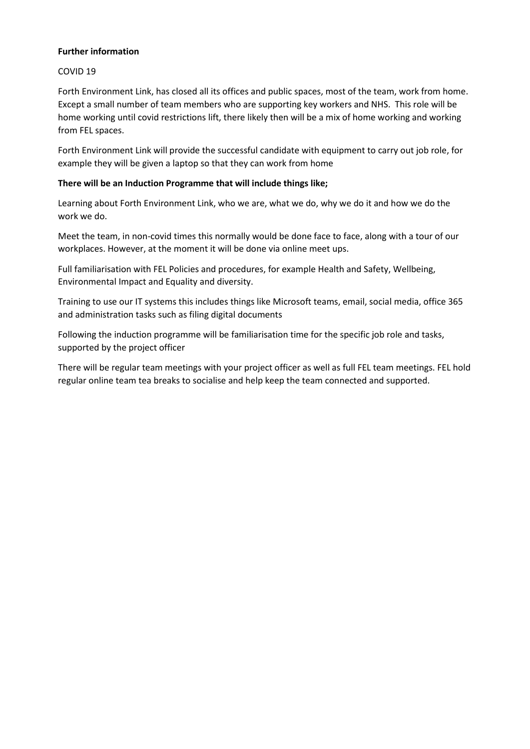**Further information**

COVID 19

Forth Environment Link, has closed all its offices and public spaces, most of the team, work from home. Except a small number of team members who are supporting key workers and NHS. This role will be home working until covid restrictions lift, there likely then will be a mix of home working and working from FEL spaces.

Forth Environment Link will provide the successful candidate with equipment to carry out job role, for example they will be given a laptop so that they can work from home

**There will be an Induction Programme that will include things like;**

Learning about Forth Environment Link, who we are, what we do, why we do it and how we do the work we do.

Meet the team, in non-covid times this normally would be done face to face, along with a tour of our workplaces. However, at the moment it will be done via online meet ups.

Full familiarisation with FEL Policies and procedures, for example Health and Safety, Wellbeing, Environmental Impact and Equality and diversity.

Training to use our IT systems this includes things like Microsoft teams, email, social media, office 365 and administration tasks such as filing digital documents

Following the induction programme will be familiarisation time for the specific job role and tasks, supported by the project officer

There will be regular team meetings with your project officer as well as full FEL team meetings. FEL hold regular online team tea breaks to socialise and help keep the team connected and supported.